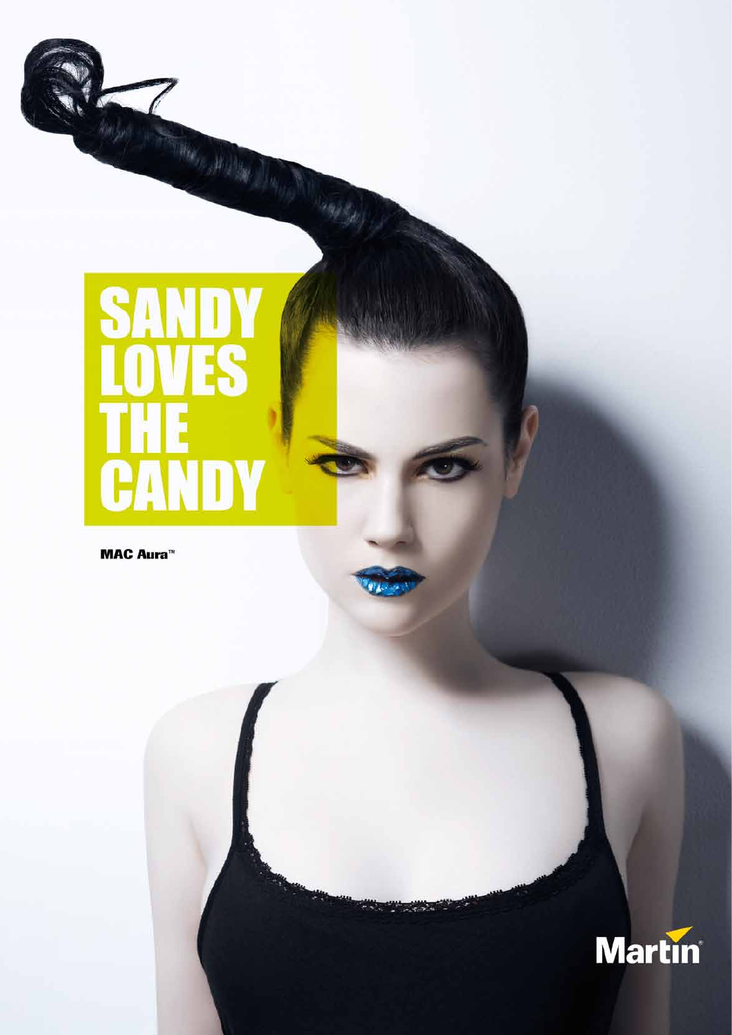# SANDY LOVES THE CANDY

**MAC Aura™**

Martin®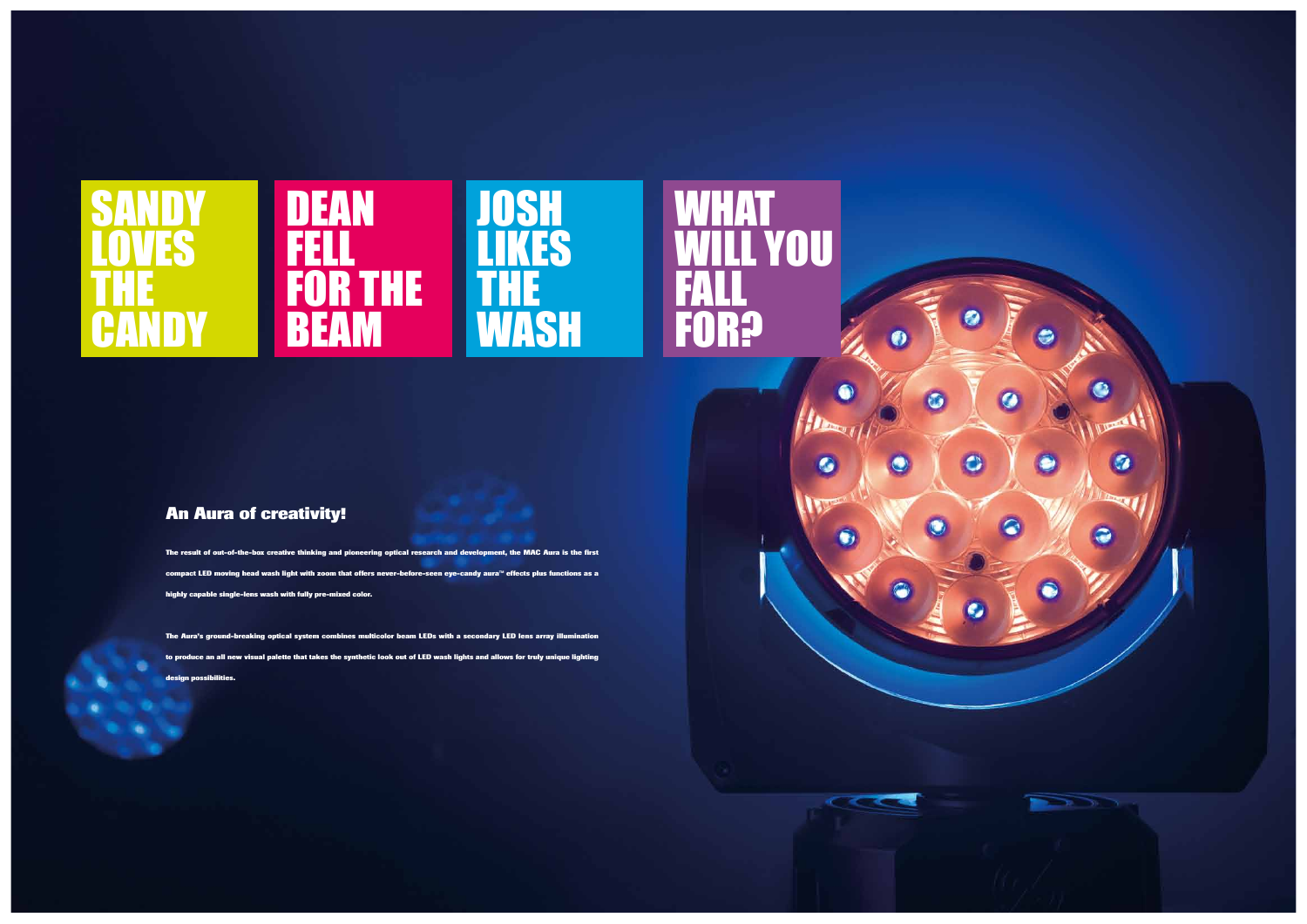SANDY LOVES THE CANDY

DEAN FELL FOR THE BEAM

JOSH LIKES THE WASH

WHAT WILL YOU FALL FOR?

## An Aura of creativity!

**The result of out-of-the-box creative thinking and pioneering optical research and development, the MAC Aura is the first compact LED moving head wash light with zoom that offers never-before-seen eye-candy aura™ effects plus functions as a highly capable single-lens wash with fully pre-mixed color.**

**The Aura's ground-breaking optical system combines multicolor beam LEDs with a secondary LED lens array illumination to produce an all new visual palette that takes the synthetic look out of LED wash lights and allows for truly unique lighting design possibilities.**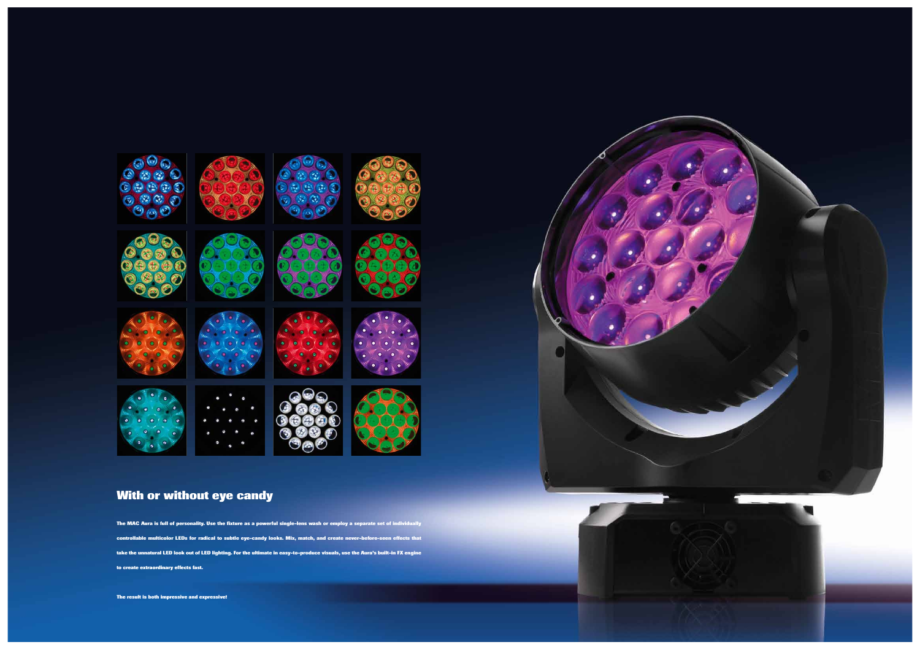## With or without eye candy

**The MAC Aura is full of personality. Use the fixture as a powerful single-lens wash or employ a separate set of individually controllable multicolor LEDs for radical to subtle eye-candy looks. Mix, match, and create never-before-seen effects that take the unnatural LED look out of LED lighting. For the ultimate in easy-to-produce visuals, use the Aura's built-in FX engine to create extraordinary effects fast.**

**The result is both impressive and expressive!**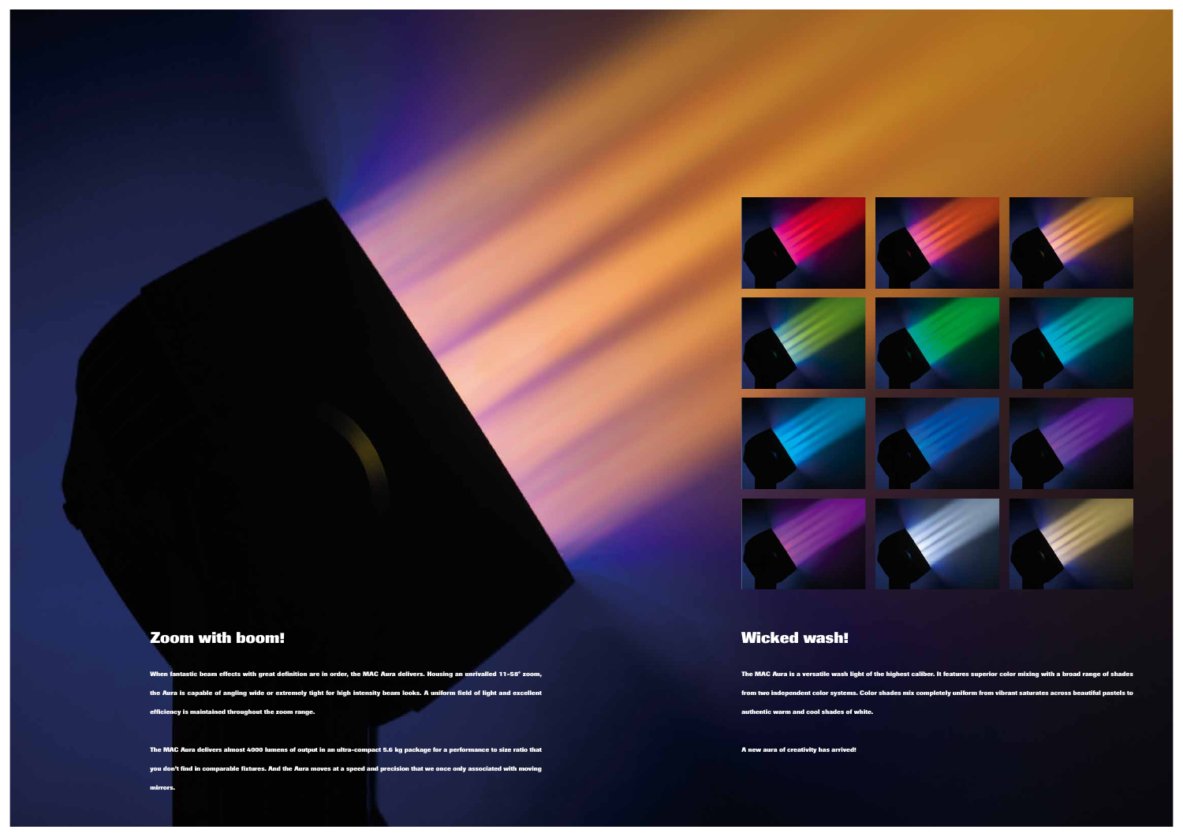## Zoom with boom!

When fantastic beam effects with great definition are in order, the MAC Aura delivers. Housing an unrivalled 11-58° zoom, the Aura is capable of angling wide or extremely tight for high intensity beam looks. A uniform field of light and excellent efficiency is maintained throughout the zoom range.

The MAC Aura delivers almost 4000 lumens of output in an ultra-compact 5.6 kg package for a performance to size ratio that you don't find in comparable fixtures. And the Aura moves at a speed and precision that we once only associated with moving mirrors.

## Wicked wash!

The MAC Aura is a versatile wash light of the highest caliber. It features superior color mixing with a broad range of shades from two independent color systems. Color shades mix completely uniform from vibrant saturates across beautiful pastels to authentic warm and cool shades of white.

A new aura of creativity has arrived!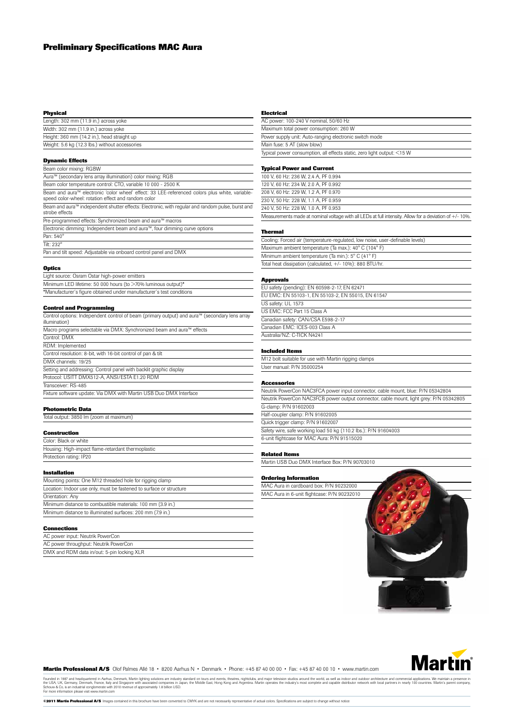# Preliminary Specifications MAC Aura

### Physical

Length: 302 mm (11.9 in.) across yoke

Width: 302 mm (11.9 in.) across yoke

Height: 360 mm (14.2 in.), head straight up

Weight: 5.6 kg (12.3 lbs.) without accessories

### Dynamic Effects

Beam color mixing: RGBW

Aura™ (secondary lens array illumination) color mixing: RGB

Beam color temperature control: CTO, variable 10 000 - 2500 K

Beam and aura™ electronic 'color wheel' effect: 33 LEE-referenced colors plus white, variable-speed color-wheel: rotation effect and random color

Beam and aura™ independent shutter effects: Electronic, with regular and random pulse, burst and strobe effects

Pre-programmed effects: Synchronized beam and aura™ macros

Electronic dimming: Independent beam and aura™, four dimming curve options

Pan: 540°

Tilt: 232°

Pan and tilt speed: Adjustable via onboard control panel and DMX

### Optics

Light source: Osram Ostar high-power emitters

Minimum LED lifetime: 50 000 hours (to >70% luminous output)*

*Manufacturer's figure obtained under manufacturer's test conditions

### Control and Programming

Control options: Independent control of beam (primary output) and aura™ (secondary lens array illumination)

Macro programs selectable via DMX: Synchronized beam and aura™ effects

Control: DMX

RDM: Implemented

Control resolution: 8-bit, with 16-bit control of pan & tilt

DMX channels: 19/25

Setting and addressing: Control panel with backlit graphic display

Protocol: USITT DMX512-A, ANSI/ESTA E1.20 RDM

Transceiver: RS-485

Fixture software update: Via DMX with Martin USB Duo DMX Interface

### Photometric Data

Total output: 3850 lm (zoom at maximum)

### Construction

Color: Black or white

Housing: High-impact flame-retardant thermoplastic

Protection rating: IP20

### Installation

Mounting points: One M12 threaded hole for rigging clamp

Location: Indoor use only, must be fastened to surface or structure

Orientation: Any

Minimum distance to combustible materials: 100 mm (3.9 in.)

Minimum distance to illuminated surfaces: 200 mm (7.9 in.)

### Connections

AC power input: Neutrik PowerCon

AC power throughput: Neutrik PowerCon

DMX and RDM data in/out: 5-pin locking XLR

### Electrical

AC power: 100-240 V nominal, 50/60 Hz

Maximum total power consumption: 260 W

Power supply unit: Auto-ranging electronic switch mode

Main fuse: 5 AT (slow blow)

Typical power consumption, all effects static, zero light output: <15 W

### Typical Power and Current

100 V, 60 Hz: 236 W, 2.4 A, PF 0.994

120 V, 60 Hz: 234 W, 2.0 A, PF 0.992

208 V, 60 Hz: 229 W, 1.2 A, PF 0.970

230 V, 50 Hz: 228 W, 1.1 A, PF 0.959

240 V, 50 Hz: 228 W, 1.0 A, PF 0.953

Measurements made at nominal voltage with all LEDs at full intensity. Allow for a deviation of +/- 10%.

### Thermal

Cooling: Forced air (temperature-regulated, low noise, user-definable levels)

Maximum ambient temperature (Ta max.): 40° C (104° F)

Minimum ambient temperature (Ta min.): 5° C (41° F)

Total heat dissipation (calculated, +/- 10%): 880 BTU/hr.

### Approvals

EU safety (pending): EN 60598-2-17, EN 62471

EU EMC: EN 55103-1, EN 55103-2, EN 55015, EN 61547

US safety: UL 1573

US EMC: FCC Part 15 Class A

Canadian safety: CAN/CSA E598-2-17

Canadian EMC: ICES-003 Class A

Australia/NZ: C-TICK N4241

### Included Items

M12 bolt suitable for use with Martin rigging clamps

User manual: P/N 35000254

### Accessories

Neutrik PowerCon NAC3FCA power input connector, cable mount, blue: P/N 05342804

Neutrik PowerCon NAC3FCB power output connector, cable mount, light grey: P/N 05342805

G-clamp: P/N 91602003

Half-coupler clamp: P/N 91602005

Quick trigger clamp: P/N 91602007

Safety wire, safe working load 50 kg (110.2 lbs.): P/N 91604003

6-unit flightcase for MAC Aura: P/N 91515020

### Related Items

Martin USB Duo DMX Interface Box: P/N 90703010

### Ordering Information

MAC Aura in cardboard box: P/N 90232000

MAC Aura in 6-unit flightcase: P/N 90232010

**Martin Professional A/S** Olof Palmes Allé 18 • 8200 Aarhus N • Denmark • Phone: +45 87 40 00 00 • Fax: +45 87 40 00 10 • www.martin.com

Founded in 1987 and headquartered in Aarhus, Denmark, Martin lighting solutions are industry standard on tours and events, theatres, nightclubs, and major television studios around the world, as well as indoor and outdoor architecture and commercial applications. We maintain a presence in the USA, UK, Germany, Denmark, France, Italy and Singapore with associated companies in Japan, the Middle East, Hong Kong and Argentina. Martin operates the industry's most complete and capable distributor network with local partners in nearly 100 countries. Martin's parent company, Schouw & Co, is an industrial conglomerate with 2010 revenue of approximately 1.8 billion USD.
For more information please visit www.martin.com

**©2011 Martin Professional A/S** Images contained in this brochure have been converted to CMYK and are not necessarily representative of actual colors. Specifications are subject to change without notice